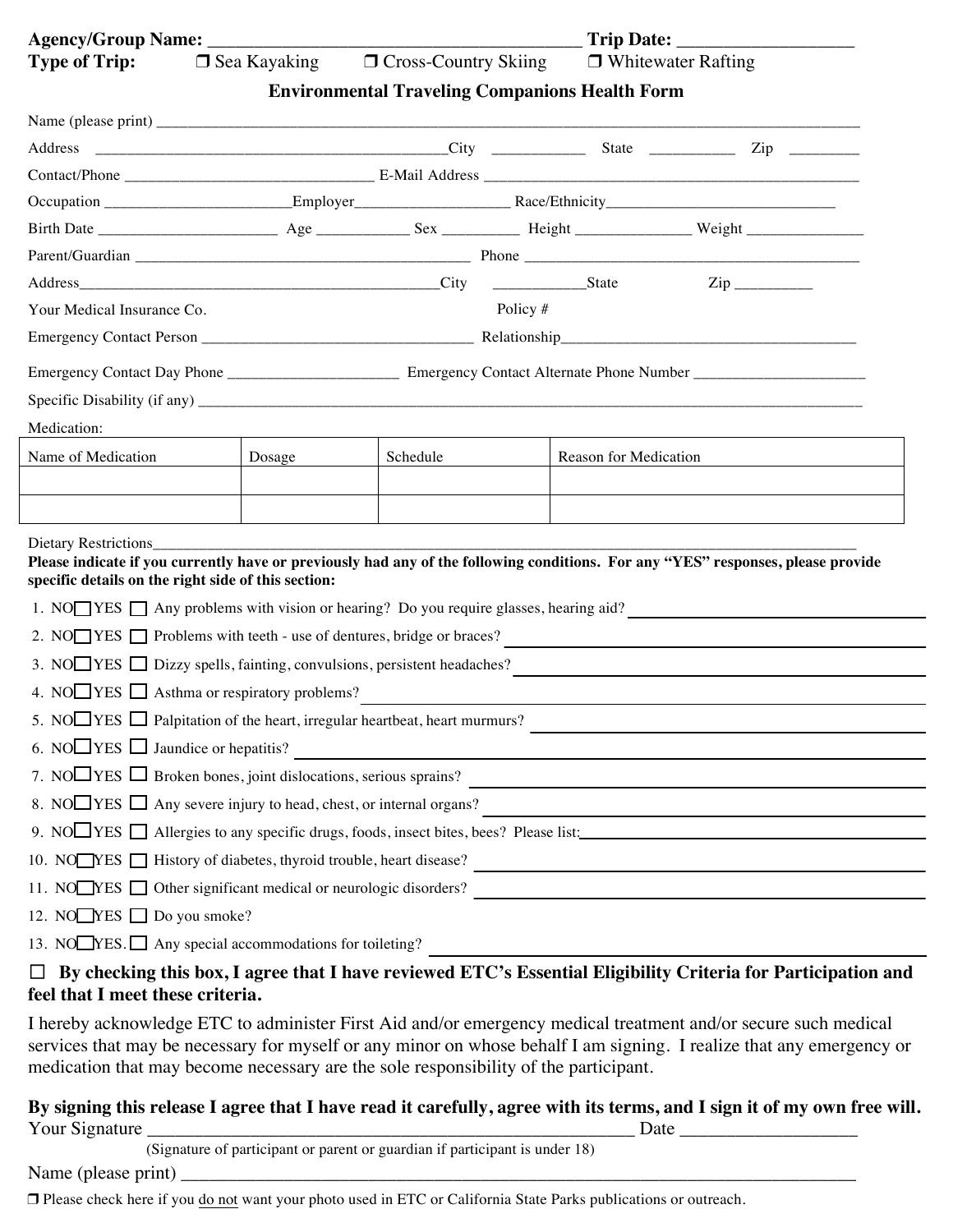**Agency/Group Name:** ________________________________________ **Trip Date:** ___________________

**Type of Trip:** ❒ Sea Kayaking ❒ Cross-Country Skiing ❒ Whitewater Rafting

## Environmental Traveling Companions Health Form

Name (please print) ____________________________________________________________________________________

Address _____________________________________________City ___________ State __________ Zip ________

Contact/Phone ______________________________ E-Mail Address _______________________________________________

Occupation _______________________Employer__________________ Race/Ethnicity____________________________

Birth Date _____________________ Age ___________ Sex _________ Height ______________ Weight ______________

Parent/Guardian __________________________________________ Phone ___________________________________________

Address______________________________________________City ___________State Zip _________

Your Medical Insurance Co. Policy #

Emergency Contact Person __________________________________ Relationship_____________________________________

Emergency Contact Day Phone ____________________ Emergency Contact Alternate Phone Number _____________________

Specific Disability (if any) _______________________________________________________________________________

Medication:

| Name of Medication | Dosage | Schedule | Reason for Medication |
|---|---|---|---|
| | | | |
| | | | |

Dietary Restrictions_____________________________________________________________________________________

**Please indicate if you currently have or previously had any of the following conditions. For any "YES" responses, please provide specific details on the right side of this section:**

1. NO ☐ YES ☐ Any problems with vision or hearing? Do you require glasses, hearing aid? ____________________
2. NO ☐ YES ☐ Problems with teeth - use of dentures, bridge or braces? ____________________
3. NO ☐ YES ☐ Dizzy spells, fainting, convulsions, persistent headaches? ____________________
4. NO ☐ YES ☐ Asthma or respiratory problems? ____________________
5. NO ☐ YES ☐ Palpitation of the heart, irregular heartbeat, heart murmurs? ____________________
6. NO ☐ YES ☐ Jaundice or hepatitis? ____________________
7. NO ☐ YES ☐ Broken bones, joint dislocations, serious sprains? ____________________
8. NO ☐ YES ☐ Any severe injury to head, chest, or internal organs? ____________________
9. NO ☐ YES ☐ Allergies to any specific drugs, foods, insect bites, bees? Please list: ____________________
10. NO ☐ YES ☐ History of diabetes, thyroid trouble, heart disease? ____________________
11. NO ☐ YES ☐ Other significant medical or neurologic disorders? ____________________
12. NO ☐ YES ☐ Do you smoke?
13. NO ☐ YES. ☐ Any special accommodations for toileting? ____________________

☐ **By checking this box, I agree that I have reviewed ETC's Essential Eligibility Criteria for Participation and feel that I meet these criteria.**

I hereby acknowledge ETC to administer First Aid and/or emergency medical treatment and/or secure such medical services that may be necessary for myself or any minor on whose behalf I am signing. I realize that any emergency or medication that may become necessary are the sole responsibility of the participant.

**By signing this release I agree that I have read it carefully, agree with its terms, and I sign it of my own free will.**

Your Signature ____________________________________________________ Date _________________

(Signature of participant or parent or guardian if participant is under 18)

Name (please print) ______________________________________________________________________

❒ Please check here if you do not want your photo used in ETC or California State Parks publications or outreach.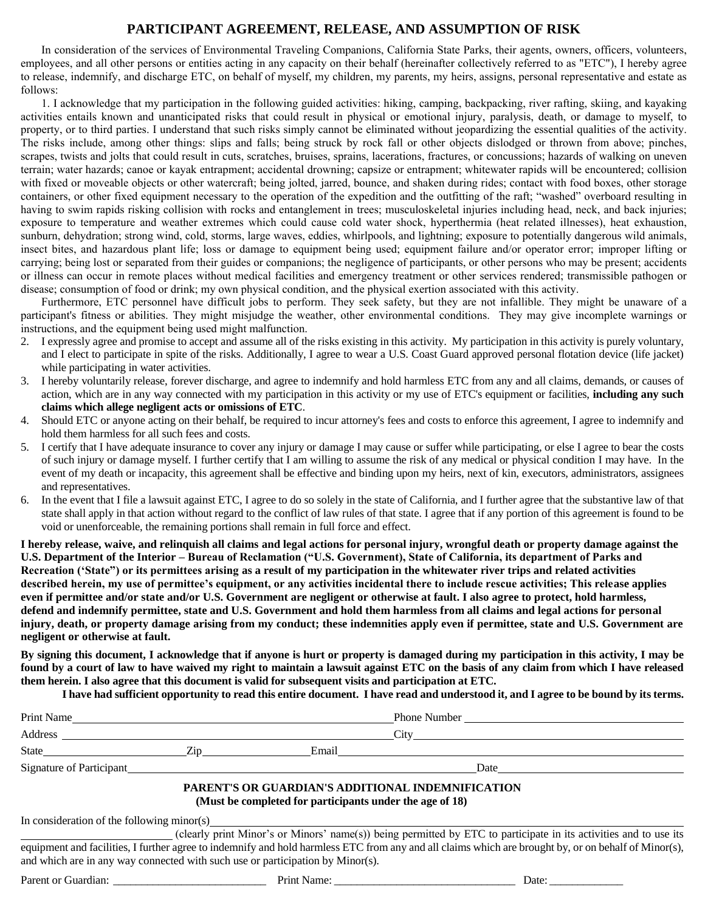# PARTICIPANT AGREEMENT, RELEASE, AND ASSUMPTION OF RISK

In consideration of the services of Environmental Traveling Companions, California State Parks, their agents, owners, officers, volunteers, employees, and all other persons or entities acting in any capacity on their behalf (hereinafter collectively referred to as "ETC"), I hereby agree to release, indemnify, and discharge ETC, on behalf of myself, my children, my parents, my heirs, assigns, personal representative and estate as follows:

1. I acknowledge that my participation in the following guided activities: hiking, camping, backpacking, river rafting, skiing, and kayaking activities entails known and unanticipated risks that could result in physical or emotional injury, paralysis, death, or damage to myself, to property, or to third parties. I understand that such risks simply cannot be eliminated without jeopardizing the essential qualities of the activity. The risks include, among other things: slips and falls; being struck by rock fall or other objects dislodged or thrown from above; pinches, scrapes, twists and jolts that could result in cuts, scratches, bruises, sprains, lacerations, fractures, or concussions; hazards of walking on uneven terrain; water hazards; canoe or kayak entrapment; accidental drowning; capsize or entrapment; whitewater rapids will be encountered; collision with fixed or moveable objects or other watercraft; being jolted, jarred, bounce, and shaken during rides; contact with food boxes, other storage containers, or other fixed equipment necessary to the operation of the expedition and the outfitting of the raft; "washed" overboard resulting in having to swim rapids risking collision with rocks and entanglement in trees; musculoskeletal injuries including head, neck, and back injuries; exposure to temperature and weather extremes which could cause cold water shock, hyperthermia (heat related illnesses), heat exhaustion, sunburn, dehydration; strong wind, cold, storms, large waves, eddies, whirlpools, and lightning; exposure to potentially dangerous wild animals, insect bites, and hazardous plant life; loss or damage to equipment being used; equipment failure and/or operator error; improper lifting or carrying; being lost or separated from their guides or companions; the negligence of participants, or other persons who may be present; accidents or illness can occur in remote places without medical facilities and emergency treatment or other services rendered; transmissible pathogen or disease; consumption of food or drink; my own physical condition, and the physical exertion associated with this activity.

   Furthermore, ETC personnel have difficult jobs to perform. They seek safety, but they are not infallible. They might be unaware of a participant's fitness or abilities. They might misjudge the weather, other environmental conditions. They may give incomplete warnings or instructions, and the equipment being used might malfunction.

2. I expressly agree and promise to accept and assume all of the risks existing in this activity. My participation in this activity is purely voluntary, and I elect to participate in spite of the risks. Additionally, I agree to wear a U.S. Coast Guard approved personal flotation device (life jacket) while participating in water activities.
3. I hereby voluntarily release, forever discharge, and agree to indemnify and hold harmless ETC from any and all claims, demands, or causes of action, which are in any way connected with my participation in this activity or my use of ETC's equipment or facilities, **including any such claims which allege negligent acts or omissions of ETC**.
4. Should ETC or anyone acting on their behalf, be required to incur attorney's fees and costs to enforce this agreement, I agree to indemnify and hold them harmless for all such fees and costs.
5. I certify that I have adequate insurance to cover any injury or damage I may cause or suffer while participating, or else I agree to bear the costs of such injury or damage myself. I further certify that I am willing to assume the risk of any medical or physical condition I may have. In the event of my death or incapacity, this agreement shall be effective and binding upon my heirs, next of kin, executors, administrators, assignees and representatives.
6. In the event that I file a lawsuit against ETC, I agree to do so solely in the state of California, and I further agree that the substantive law of that state shall apply in that action without regard to the conflict of law rules of that state. I agree that if any portion of this agreement is found to be void or unenforceable, the remaining portions shall remain in full force and effect.

**I hereby release, waive, and relinquish all claims and legal actions for personal injury, wrongful death or property damage against the U.S. Department of the Interior – Bureau of Reclamation ("U.S. Government), State of California, its department of Parks and Recreation ('State") or its permittees arising as a result of my participation in the whitewater river trips and related activities described herein, my use of permittee's equipment, or any activities incidental there to include rescue activities; This release applies even if permittee and/or state and/or U.S. Government are negligent or otherwise at fault. I also agree to protect, hold harmless, defend and indemnify permittee, state and U.S. Government and hold them harmless from all claims and legal actions for personal injury, death, or property damage arising from my conduct; these indemnities apply even if permittee, state and U.S. Government are negligent or otherwise at fault.**

**By signing this document, I acknowledge that if anyone is hurt or property is damaged during my participation in this activity, I may be found by a court of law to have waived my right to maintain a lawsuit against ETC on the basis of any claim from which I have released them herein. I also agree that this document is valid for subsequent visits and participation at ETC.**

**I have had sufficient opportunity to read this entire document. I have read and understood it, and I agree to be bound by its terms.**

Print Name\_\_\_\_\_\_\_\_\_\_\_\_\_\_\_\_\_\_\_\_\_\_\_\_\_\_\_\_\_\_ Phone Number \_\_\_\_\_\_\_\_\_\_\_\_\_\_\_\_\_\_\_\_

Address \_\_\_\_\_\_\_\_\_\_\_\_\_\_\_\_\_\_\_\_\_\_\_\_\_\_\_\_\_\_ City\_\_\_\_\_\_\_\_\_\_\_\_\_\_\_\_\_\_\_\_

State\_\_\_\_\_\_\_\_\_\_\_\_\_ Zip\_\_\_\_\_\_\_\_\_\_ Email\_\_\_\_\_\_\_\_\_\_\_\_\_\_\_\_\_\_\_\_\_\_\_\_\_\_\_\_\_\_

Signature of Participant\_\_\_\_\_\_\_\_\_\_\_\_\_\_\_\_\_\_\_\_\_\_\_\_\_\_\_\_\_\_ Date\_\_\_\_\_\_\_\_\_\_\_\_\_\_\_\_\_\_\_\_

## PARENT'S OR GUARDIAN'S ADDITIONAL INDEMNIFICATION

**(Must be completed for participants under the age of 18)**

In consideration of the following minor(s)\_\_\_\_\_\_\_\_\_\_\_\_\_\_\_\_\_\_\_\_\_\_\_\_\_\_\_\_\_\_\_\_\_\_\_\_\_\_\_\_\_\_\_\_\_\_\_\_\_\_\_\_\_\_\_\_ \_\_\_\_\_\_\_\_\_\_\_\_\_\_\_\_\_\_\_\_\_\_\_\_\_\_\_ (clearly print Minor's or Minors' name(s)) being permitted by ETC to participate in its activities and to use its equipment and facilities, I further agree to indemnify and hold harmless ETC from any and all claims which are brought by, or on behalf of Minor(s), and which are in any way connected with such use or participation by Minor(s).

Parent or Guardian: \_\_\_\_\_\_\_\_\_\_\_\_\_\_\_\_\_\_\_\_\_\_\_\_\_\_\_ Print Name: \_\_\_\_\_\_\_\_\_\_\_\_\_\_\_\_\_\_\_\_\_\_\_\_\_\_\_\_\_\_\_\_ Date: \_\_\_\_\_\_\_\_\_\_\_\_\_